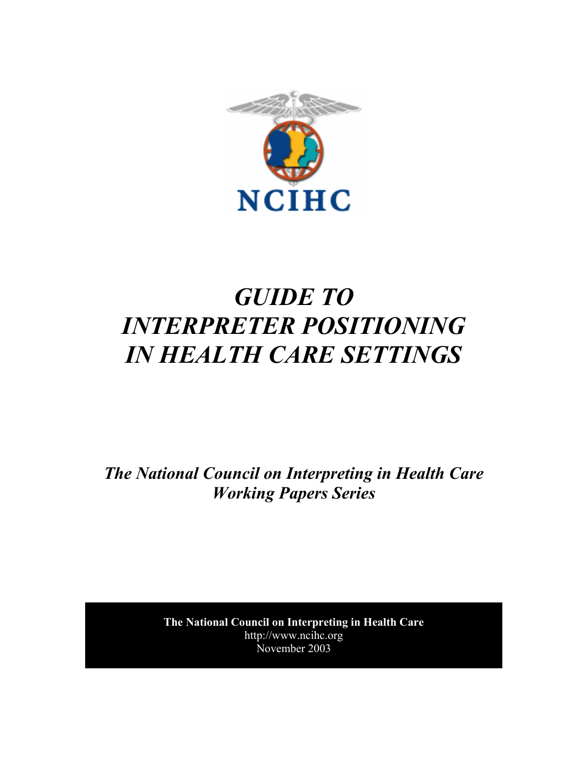NCIHC

# *GUIDE TO INTERPRETER POSITIONING IN HEALTH CARE SETTINGS*

***The National Council on Interpreting in Health Care Working Papers Series***

**The National Council on Interpreting in Health Care**
http://www.ncihc.org
November 2003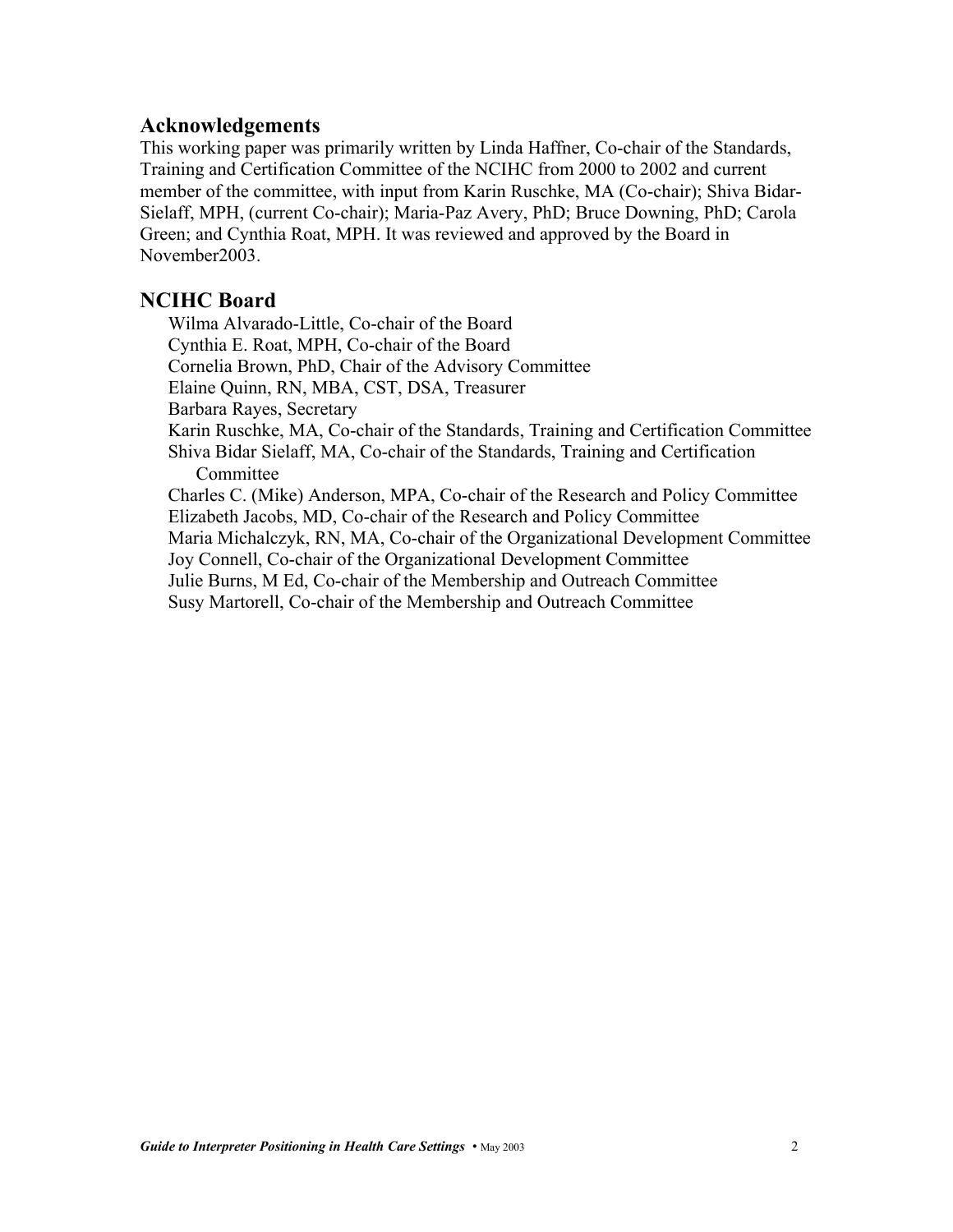## Acknowledgements

This working paper was primarily written by Linda Haffner, Co-chair of the Standards, Training and Certification Committee of the NCIHC from 2000 to 2002 and current member of the committee, with input from Karin Ruschke, MA (Co-chair); Shiva Bidar-Sielaff, MPH, (current Co-chair); Maria-Paz Avery, PhD; Bruce Downing, PhD; Carola Green; and Cynthia Roat, MPH. It was reviewed and approved by the Board in November2003.

## NCIHC Board

Wilma Alvarado-Little, Co-chair of the Board
Cynthia E. Roat, MPH, Co-chair of the Board
Cornelia Brown, PhD, Chair of the Advisory Committee
Elaine Quinn, RN, MBA, CST, DSA, Treasurer
Barbara Rayes, Secretary
Karin Ruschke, MA, Co-chair of the Standards, Training and Certification Committee
Shiva Bidar Sielaff, MA, Co-chair of the Standards, Training and Certification Committee
Charles C. (Mike) Anderson, MPA, Co-chair of the Research and Policy Committee
Elizabeth Jacobs, MD, Co-chair of the Research and Policy Committee
Maria Michalczyk, RN, MA, Co-chair of the Organizational Development Committee
Joy Connell, Co-chair of the Organizational Development Committee
Julie Burns, M Ed, Co-chair of the Membership and Outreach Committee
Susy Martorell, Co-chair of the Membership and Outreach Committee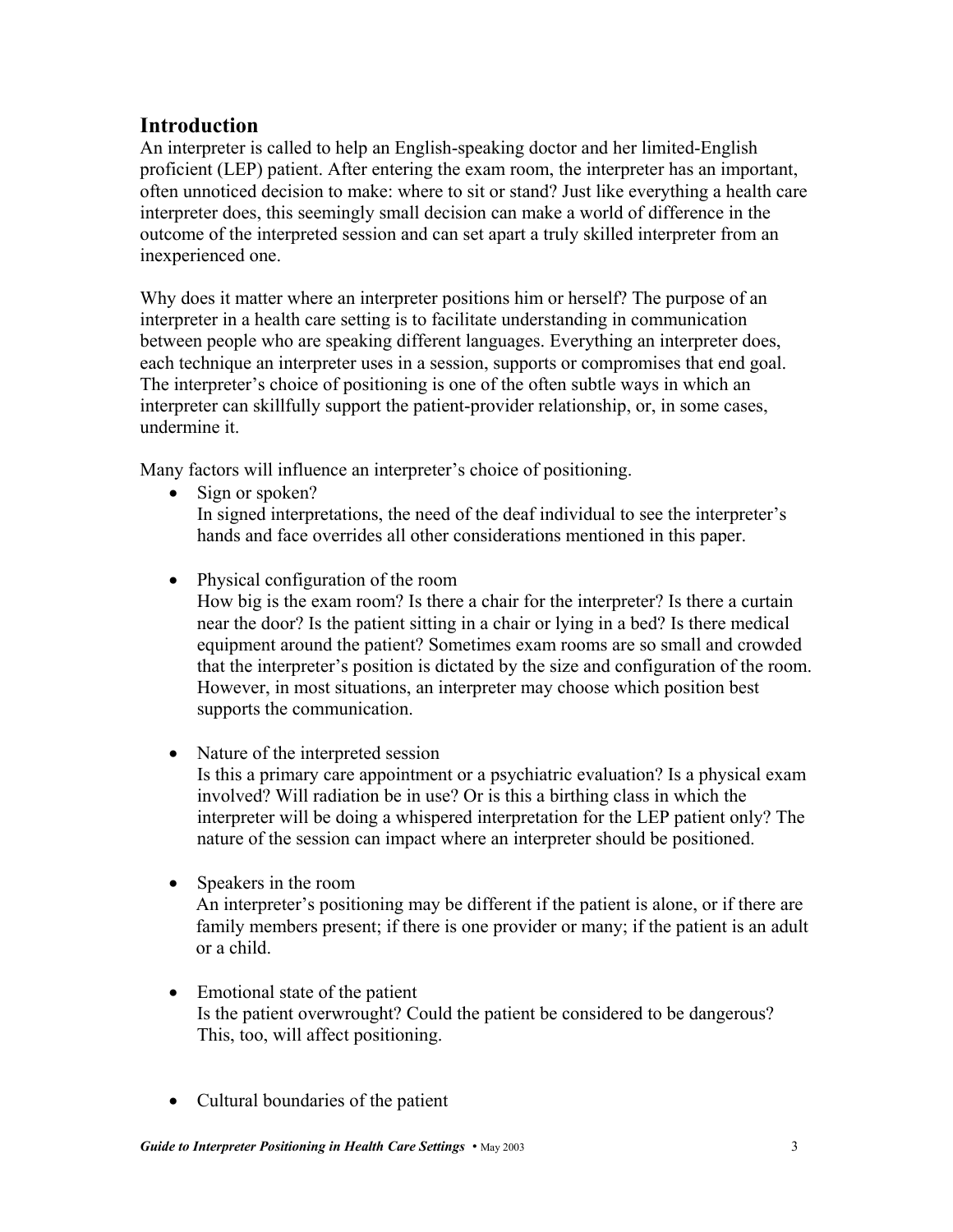## Introduction

An interpreter is called to help an English-speaking doctor and her limited-English proficient (LEP) patient. After entering the exam room, the interpreter has an important, often unnoticed decision to make: where to sit or stand? Just like everything a health care interpreter does, this seemingly small decision can make a world of difference in the outcome of the interpreted session and can set apart a truly skilled interpreter from an inexperienced one.

Why does it matter where an interpreter positions him or herself? The purpose of an interpreter in a health care setting is to facilitate understanding in communication between people who are speaking different languages. Everything an interpreter does, each technique an interpreter uses in a session, supports or compromises that end goal. The interpreter's choice of positioning is one of the often subtle ways in which an interpreter can skillfully support the patient-provider relationship, or, in some cases, undermine it.

Many factors will influence an interpreter's choice of positioning.

- Sign or spoken?
  In signed interpretations, the need of the deaf individual to see the interpreter's hands and face overrides all other considerations mentioned in this paper.

- Physical configuration of the room
  How big is the exam room? Is there a chair for the interpreter? Is there a curtain near the door? Is the patient sitting in a chair or lying in a bed? Is there medical equipment around the patient? Sometimes exam rooms are so small and crowded that the interpreter's position is dictated by the size and configuration of the room. However, in most situations, an interpreter may choose which position best supports the communication.

- Nature of the interpreted session
  Is this a primary care appointment or a psychiatric evaluation? Is a physical exam involved? Will radiation be in use? Or is this a birthing class in which the interpreter will be doing a whispered interpretation for the LEP patient only? The nature of the session can impact where an interpreter should be positioned.

- Speakers in the room
  An interpreter's positioning may be different if the patient is alone, or if there are family members present; if there is one provider or many; if the patient is an adult or a child.

- Emotional state of the patient
  Is the patient overwrought? Could the patient be considered to be dangerous? This, too, will affect positioning.

- Cultural boundaries of the patient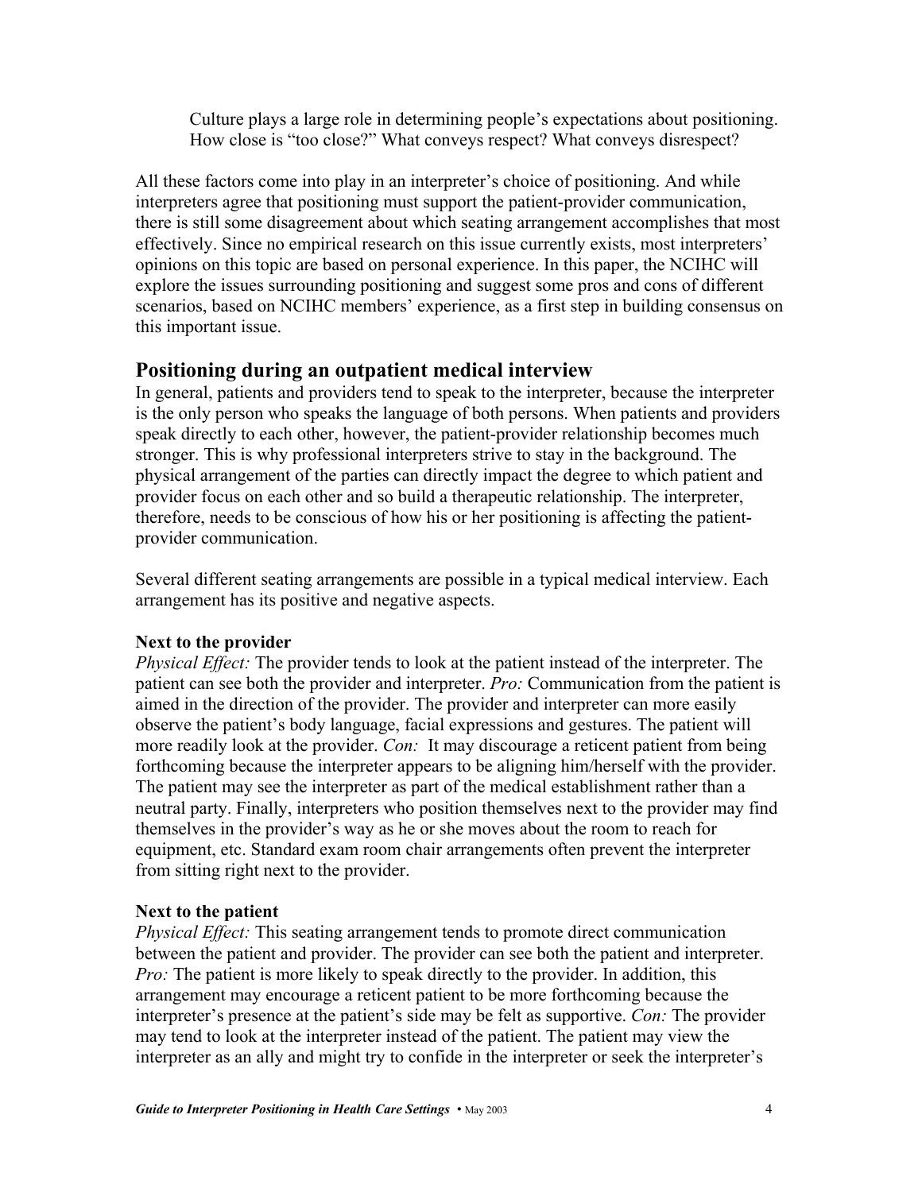> Culture plays a large role in determining people's expectations about positioning. How close is "too close?" What conveys respect? What conveys disrespect?

All these factors come into play in an interpreter's choice of positioning. And while interpreters agree that positioning must support the patient-provider communication, there is still some disagreement about which seating arrangement accomplishes that most effectively. Since no empirical research on this issue currently exists, most interpreters' opinions on this topic are based on personal experience. In this paper, the NCIHC will explore the issues surrounding positioning and suggest some pros and cons of different scenarios, based on NCIHC members' experience, as a first step in building consensus on this important issue.

## Positioning during an outpatient medical interview

In general, patients and providers tend to speak to the interpreter, because the interpreter is the only person who speaks the language of both persons. When patients and providers speak directly to each other, however, the patient-provider relationship becomes much stronger. This is why professional interpreters strive to stay in the background. The physical arrangement of the parties can directly impact the degree to which patient and provider focus on each other and so build a therapeutic relationship. The interpreter, therefore, needs to be conscious of how his or her positioning is affecting the patient-provider communication.

Several different seating arrangements are possible in a typical medical interview. Each arrangement has its positive and negative aspects.

**Next to the provider**

*Physical Effect:* The provider tends to look at the patient instead of the interpreter. The patient can see both the provider and interpreter. *Pro:* Communication from the patient is aimed in the direction of the provider. The provider and interpreter can more easily observe the patient's body language, facial expressions and gestures. The patient will more readily look at the provider. *Con:* It may discourage a reticent patient from being forthcoming because the interpreter appears to be aligning him/herself with the provider. The patient may see the interpreter as part of the medical establishment rather than a neutral party. Finally, interpreters who position themselves next to the provider may find themselves in the provider's way as he or she moves about the room to reach for equipment, etc. Standard exam room chair arrangements often prevent the interpreter from sitting right next to the provider.

**Next to the patient**

*Physical Effect:* This seating arrangement tends to promote direct communication between the patient and provider. The provider can see both the patient and interpreter. *Pro:* The patient is more likely to speak directly to the provider. In addition, this arrangement may encourage a reticent patient to be more forthcoming because the interpreter's presence at the patient's side may be felt as supportive. *Con:* The provider may tend to look at the interpreter instead of the patient. The patient may view the interpreter as an ally and might try to confide in the interpreter or seek the interpreter's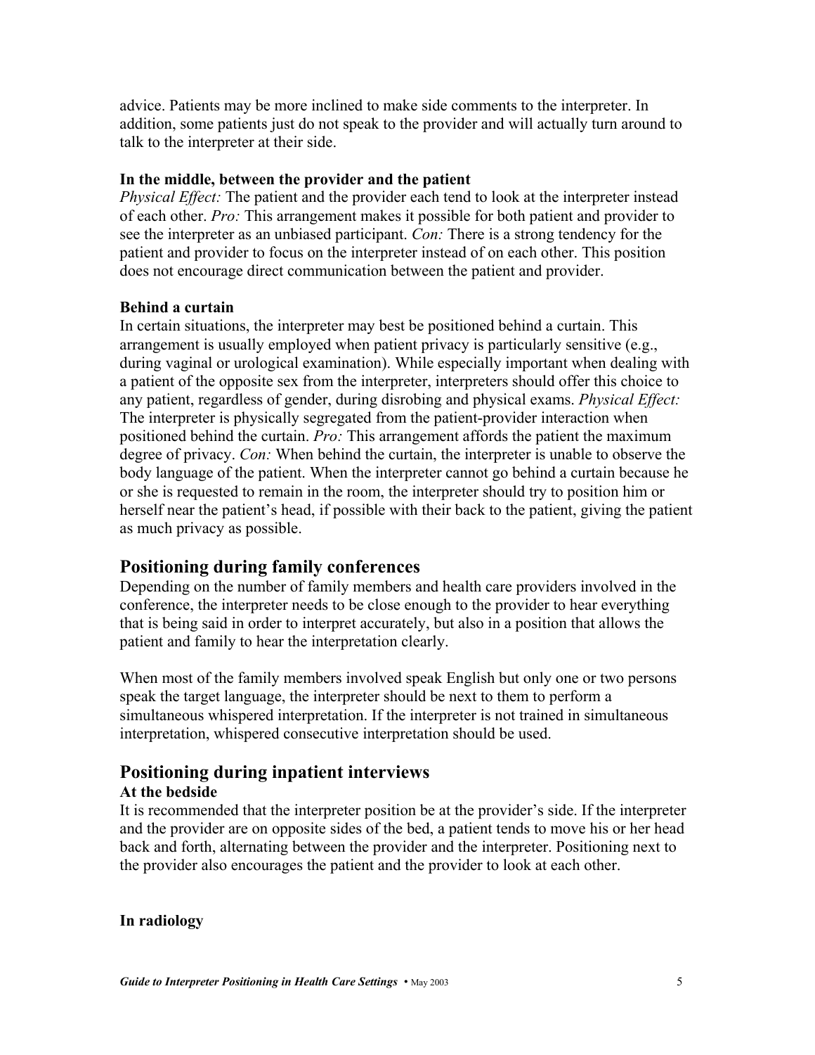advice. Patients may be more inclined to make side comments to the interpreter. In addition, some patients just do not speak to the provider and will actually turn around to talk to the interpreter at their side.

**In the middle, between the provider and the patient**

*Physical Effect:* The patient and the provider each tend to look at the interpreter instead of each other. *Pro:* This arrangement makes it possible for both patient and provider to see the interpreter as an unbiased participant. *Con:* There is a strong tendency for the patient and provider to focus on the interpreter instead of on each other. This position does not encourage direct communication between the patient and provider.

**Behind a curtain**

In certain situations, the interpreter may best be positioned behind a curtain. This arrangement is usually employed when patient privacy is particularly sensitive (e.g., during vaginal or urological examination). While especially important when dealing with a patient of the opposite sex from the interpreter, interpreters should offer this choice to any patient, regardless of gender, during disrobing and physical exams. *Physical Effect:* The interpreter is physically segregated from the patient-provider interaction when positioned behind the curtain. *Pro:* This arrangement affords the patient the maximum degree of privacy. *Con:* When behind the curtain, the interpreter is unable to observe the body language of the patient. When the interpreter cannot go behind a curtain because he or she is requested to remain in the room, the interpreter should try to position him or herself near the patient's head, if possible with their back to the patient, giving the patient as much privacy as possible.

## Positioning during family conferences

Depending on the number of family members and health care providers involved in the conference, the interpreter needs to be close enough to the provider to hear everything that is being said in order to interpret accurately, but also in a position that allows the patient and family to hear the interpretation clearly.

When most of the family members involved speak English but only one or two persons speak the target language, the interpreter should be next to them to perform a simultaneous whispered interpretation. If the interpreter is not trained in simultaneous interpretation, whispered consecutive interpretation should be used.

## Positioning during inpatient interviews

**At the bedside**

It is recommended that the interpreter position be at the provider's side. If the interpreter and the provider are on opposite sides of the bed, a patient tends to move his or her head back and forth, alternating between the provider and the interpreter. Positioning next to the provider also encourages the patient and the provider to look at each other.

**In radiology**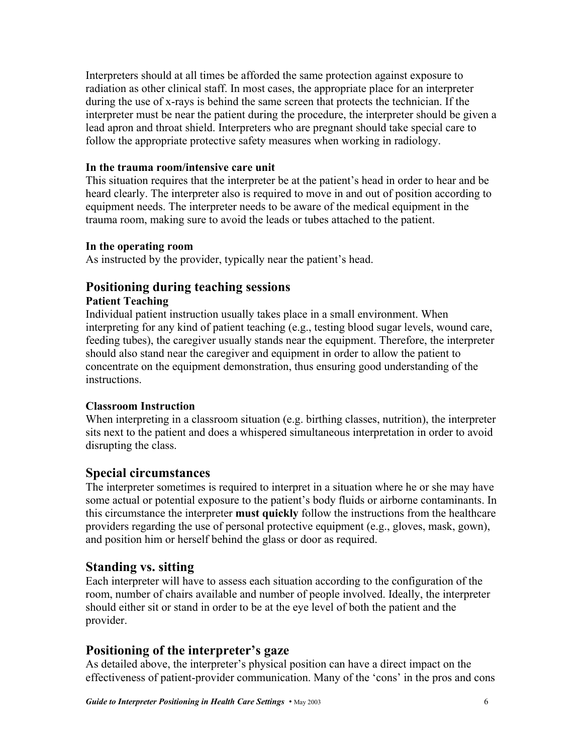Interpreters should at all times be afforded the same protection against exposure to radiation as other clinical staff. In most cases, the appropriate place for an interpreter during the use of x-rays is behind the same screen that protects the technician. If the interpreter must be near the patient during the procedure, the interpreter should be given a lead apron and throat shield. Interpreters who are pregnant should take special care to follow the appropriate protective safety measures when working in radiology.

**In the trauma room/intensive care unit**
This situation requires that the interpreter be at the patient's head in order to hear and be heard clearly. The interpreter also is required to move in and out of position according to equipment needs. The interpreter needs to be aware of the medical equipment in the trauma room, making sure to avoid the leads or tubes attached to the patient.

**In the operating room**
As instructed by the provider, typically near the patient's head.

## Positioning during teaching sessions

**Patient Teaching**
Individual patient instruction usually takes place in a small environment. When interpreting for any kind of patient teaching (e.g., testing blood sugar levels, wound care, feeding tubes), the caregiver usually stands near the equipment. Therefore, the interpreter should also stand near the caregiver and equipment in order to allow the patient to concentrate on the equipment demonstration, thus ensuring good understanding of the instructions.

**Classroom Instruction**
When interpreting in a classroom situation (e.g. birthing classes, nutrition), the interpreter sits next to the patient and does a whispered simultaneous interpretation in order to avoid disrupting the class.

## Special circumstances

The interpreter sometimes is required to interpret in a situation where he or she may have some actual or potential exposure to the patient's body fluids or airborne contaminants. In this circumstance the interpreter **must quickly** follow the instructions from the healthcare providers regarding the use of personal protective equipment (e.g., gloves, mask, gown), and position him or herself behind the glass or door as required.

## Standing vs. sitting

Each interpreter will have to assess each situation according to the configuration of the room, number of chairs available and number of people involved. Ideally, the interpreter should either sit or stand in order to be at the eye level of both the patient and the provider.

## Positioning of the interpreter's gaze

As detailed above, the interpreter's physical position can have a direct impact on the effectiveness of patient-provider communication. Many of the 'cons' in the pros and cons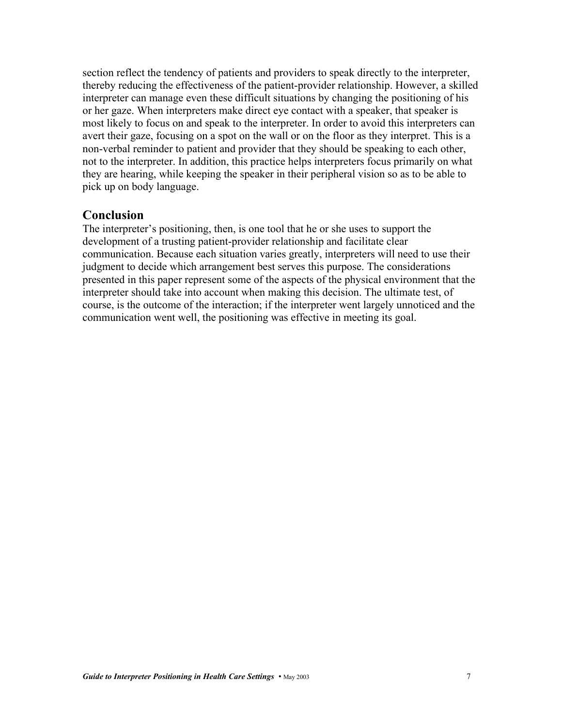section reflect the tendency of patients and providers to speak directly to the interpreter, thereby reducing the effectiveness of the patient-provider relationship. However, a skilled interpreter can manage even these difficult situations by changing the positioning of his or her gaze. When interpreters make direct eye contact with a speaker, that speaker is most likely to focus on and speak to the interpreter. In order to avoid this interpreters can avert their gaze, focusing on a spot on the wall or on the floor as they interpret. This is a non-verbal reminder to patient and provider that they should be speaking to each other, not to the interpreter. In addition, this practice helps interpreters focus primarily on what they are hearing, while keeping the speaker in their peripheral vision so as to be able to pick up on body language.

## Conclusion

The interpreter's positioning, then, is one tool that he or she uses to support the development of a trusting patient-provider relationship and facilitate clear communication. Because each situation varies greatly, interpreters will need to use their judgment to decide which arrangement best serves this purpose. The considerations presented in this paper represent some of the aspects of the physical environment that the interpreter should take into account when making this decision. The ultimate test, of course, is the outcome of the interaction; if the interpreter went largely unnoticed and the communication went well, the positioning was effective in meeting its goal.